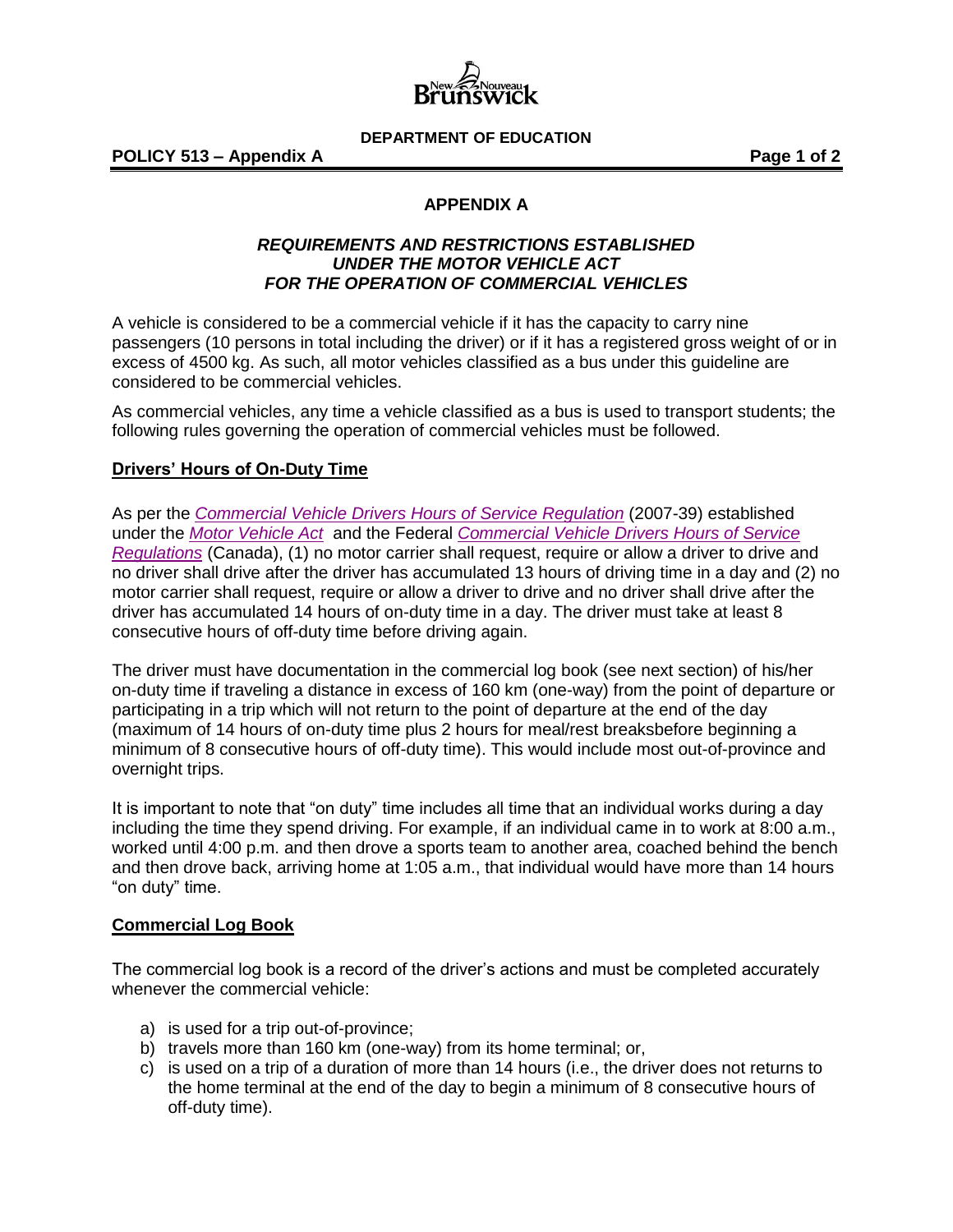# APPENDIX A

## *REQUIREMENTS AND RESTRICTIONS ESTABLISHED UNDER THE MOTOR VEHICLE ACT FOR THE OPERATION OF COMMERCIAL VEHICLES*

A vehicle is considered to be a commercial vehicle if it has the capacity to carry nine passengers (10 persons in total including the driver) or if it has a registered gross weight of or in excess of 4500 kg. As such, all motor vehicles classified as a bus under this guideline are considered to be commercial vehicles.

As commercial vehicles, any time a vehicle classified as a bus is used to transport students; the following rules governing the operation of commercial vehicles must be followed.

### Drivers' Hours of On-Duty Time

As per the *Commercial Vehicle Drivers Hours of Service Regulation* (2007-39) established under the *Motor Vehicle Act* and the Federal *Commercial Vehicle Drivers Hours of Service Regulations* (Canada), (1) no motor carrier shall request, require or allow a driver to drive and no driver shall drive after the driver has accumulated 13 hours of driving time in a day and (2) no motor carrier shall request, require or allow a driver to drive and no driver shall drive after the driver has accumulated 14 hours of on-duty time in a day. The driver must take at least 8 consecutive hours of off-duty time before driving again.

The driver must have documentation in the commercial log book (see next section) of his/her on-duty time if traveling a distance in excess of 160 km (one-way) from the point of departure or participating in a trip which will not return to the point of departure at the end of the day (maximum of 14 hours of on-duty time plus 2 hours for meal/rest breaksbefore beginning a minimum of 8 consecutive hours of off-duty time). This would include most out-of-province and overnight trips.

It is important to note that "on duty" time includes all time that an individual works during a day including the time they spend driving. For example, if an individual came in to work at 8:00 a.m., worked until 4:00 p.m. and then drove a sports team to another area, coached behind the bench and then drove back, arriving home at 1:05 a.m., that individual would have more than 14 hours "on duty" time.

### Commercial Log Book

The commercial log book is a record of the driver's actions and must be completed accurately whenever the commercial vehicle:

a) is used for a trip out-of-province;
b) travels more than 160 km (one-way) from its home terminal; or,
c) is used on a trip of a duration of more than 14 hours (i.e., the driver does not returns to the home terminal at the end of the day to begin a minimum of 8 consecutive hours of off-duty time).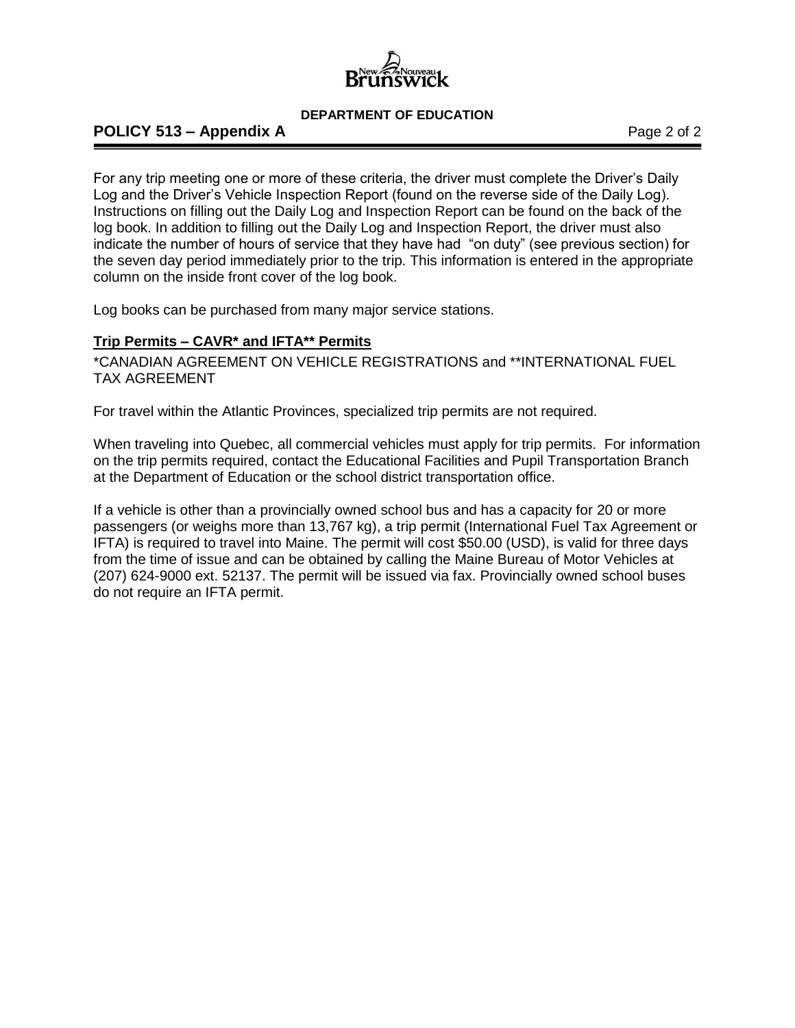For any trip meeting one or more of these criteria, the driver must complete the Driver's Daily Log and the Driver's Vehicle Inspection Report (found on the reverse side of the Daily Log). Instructions on filling out the Daily Log and Inspection Report can be found on the back of the log book. In addition to filling out the Daily Log and Inspection Report, the driver must also indicate the number of hours of service that they have had "on duty" (see previous section) for the seven day period immediately prior to the trip. This information is entered in the appropriate column on the inside front cover of the log book.

Log books can be purchased from many major service stations.

## Trip Permits – CAVR* and IFTA** Permits

*CANADIAN AGREEMENT ON VEHICLE REGISTRATIONS and **INTERNATIONAL FUEL TAX AGREEMENT

For travel within the Atlantic Provinces, specialized trip permits are not required.

When traveling into Quebec, all commercial vehicles must apply for trip permits. For information on the trip permits required, contact the Educational Facilities and Pupil Transportation Branch at the Department of Education or the school district transportation office.

If a vehicle is other than a provincially owned school bus and has a capacity for 20 or more passengers (or weighs more than 13,767 kg), a trip permit (International Fuel Tax Agreement or IFTA) is required to travel into Maine. The permit will cost $50.00 (USD), is valid for three days from the time of issue and can be obtained by calling the Maine Bureau of Motor Vehicles at (207) 624-9000 ext. 52137. The permit will be issued via fax. Provincially owned school buses do not require an IFTA permit.